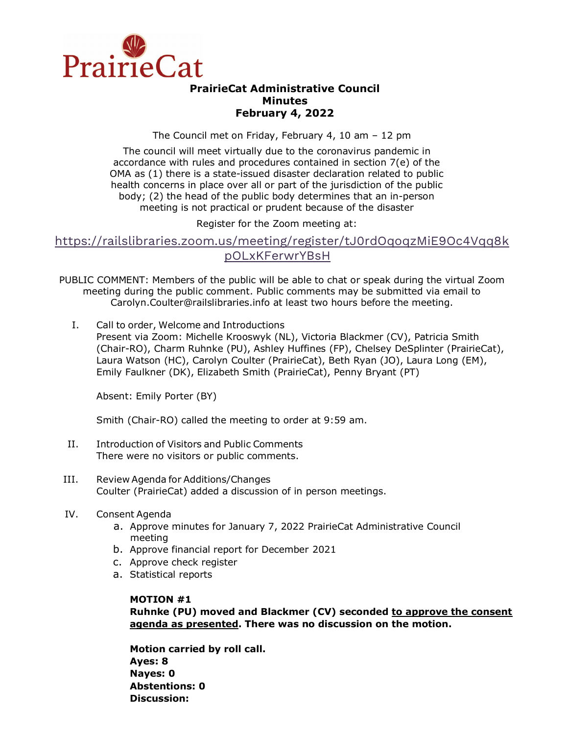PrairieCat

# PrairieCat Administrative Council
## Minutes
## February 4, 2022

The Council met on Friday, February 4, 10 am – 12 pm

The council will meet virtually due to the coronavirus pandemic in accordance with rules and procedures contained in section 7(e) of the OMA as (1) there is a state-issued disaster declaration related to public health concerns in place over all or part of the jurisdiction of the public body; (2) the head of the public body determines that an in-person meeting is not practical or prudent because of the disaster

Register for the Zoom meeting at:

https://railslibraries.zoom.us/meeting/register/tJ0rdOqoqzMiE9Oc4Vqq8kpOLxKFerwrYBsH

PUBLIC COMMENT: Members of the public will be able to chat or speak during the virtual Zoom meeting during the public comment. Public comments may be submitted via email to Carolyn.Coulter@railslibraries.info at least two hours before the meeting.

I. Call to order, Welcome and Introductions
   Present via Zoom: Michelle Krooswyk (NL), Victoria Blackmer (CV), Patricia Smith (Chair-RO), Charm Ruhnke (PU), Ashley Huffines (FP), Chelsey DeSplinter (PrairieCat), Laura Watson (HC), Carolyn Coulter (PrairieCat), Beth Ryan (JO), Laura Long (EM), Emily Faulkner (DK), Elizabeth Smith (PrairieCat), Penny Bryant (PT)

   Absent: Emily Porter (BY)

   Smith (Chair-RO) called the meeting to order at 9:59 am.

II. Introduction of Visitors and Public Comments
   There were no visitors or public comments.

III. Review Agenda for Additions/Changes
   Coulter (PrairieCat) added a discussion of in person meetings.

IV. Consent Agenda
   a. Approve minutes for January 7, 2022 PrairieCat Administrative Council meeting
   b. Approve financial report for December 2021
   c. Approve check register
   a. Statistical reports

   **MOTION #1**
   **Ruhnke (PU) moved and Blackmer (CV) seconded <u>to approve the consent agenda as presented</u>. There was no discussion on the motion.**

   **Motion carried by roll call.**
   **Ayes: 8**
   **Nayes: 0**
   **Abstentions: 0**
   **Discussion:**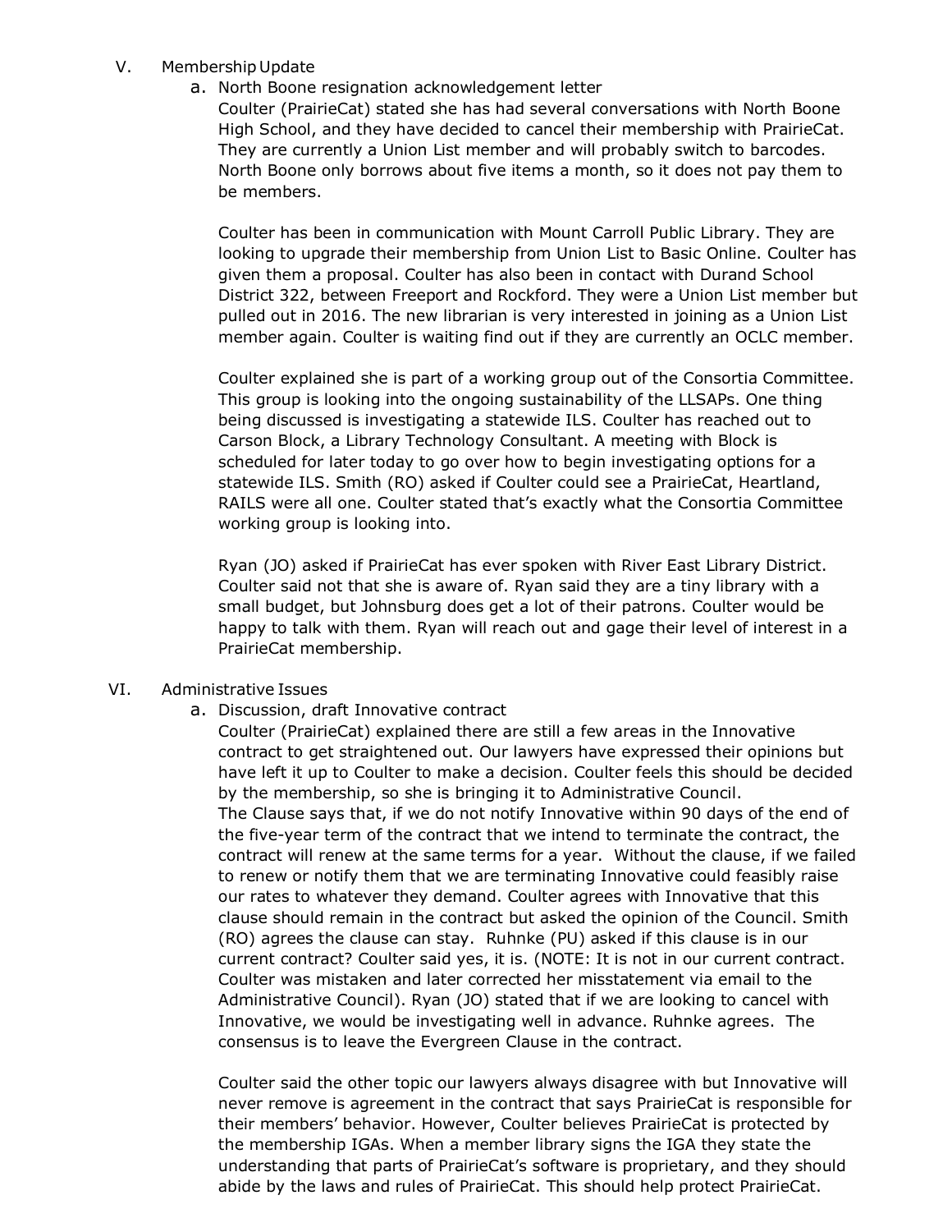V. Membership Update

a. North Boone resignation acknowledgement letter

Coulter (PrairieCat) stated she has had several conversations with North Boone High School, and they have decided to cancel their membership with PrairieCat. They are currently a Union List member and will probably switch to barcodes. North Boone only borrows about five items a month, so it does not pay them to be members.

Coulter has been in communication with Mount Carroll Public Library. They are looking to upgrade their membership from Union List to Basic Online. Coulter has given them a proposal. Coulter has also been in contact with Durand School District 322, between Freeport and Rockford. They were a Union List member but pulled out in 2016. The new librarian is very interested in joining as a Union List member again. Coulter is waiting find out if they are currently an OCLC member.

Coulter explained she is part of a working group out of the Consortia Committee. This group is looking into the ongoing sustainability of the LLSAPs. One thing being discussed is investigating a statewide ILS. Coulter has reached out to Carson Block, a Library Technology Consultant. A meeting with Block is scheduled for later today to go over how to begin investigating options for a statewide ILS. Smith (RO) asked if Coulter could see a PrairieCat, Heartland, RAILS were all one. Coulter stated that's exactly what the Consortia Committee working group is looking into.

Ryan (JO) asked if PrairieCat has ever spoken with River East Library District. Coulter said not that she is aware of. Ryan said they are a tiny library with a small budget, but Johnsburg does get a lot of their patrons. Coulter would be happy to talk with them. Ryan will reach out and gage their level of interest in a PrairieCat membership.

VI. Administrative Issues

a. Discussion, draft Innovative contract

Coulter (PrairieCat) explained there are still a few areas in the Innovative contract to get straightened out. Our lawyers have expressed their opinions but have left it up to Coulter to make a decision. Coulter feels this should be decided by the membership, so she is bringing it to Administrative Council.
The Clause says that, if we do not notify Innovative within 90 days of the end of the five-year term of the contract that we intend to terminate the contract, the contract will renew at the same terms for a year. Without the clause, if we failed to renew or notify them that we are terminating Innovative could feasibly raise our rates to whatever they demand. Coulter agrees with Innovative that this clause should remain in the contract but asked the opinion of the Council. Smith (RO) agrees the clause can stay. Ruhnke (PU) asked if this clause is in our current contract? Coulter said yes, it is. (NOTE: It is not in our current contract. Coulter was mistaken and later corrected her misstatement via email to the Administrative Council). Ryan (JO) stated that if we are looking to cancel with Innovative, we would be investigating well in advance. Ruhnke agrees. The consensus is to leave the Evergreen Clause in the contract.

Coulter said the other topic our lawyers always disagree with but Innovative will never remove is agreement in the contract that says PrairieCat is responsible for their members' behavior. However, Coulter believes PrairieCat is protected by the membership IGAs. When a member library signs the IGA they state the understanding that parts of PrairieCat's software is proprietary, and they should abide by the laws and rules of PrairieCat. This should help protect PrairieCat.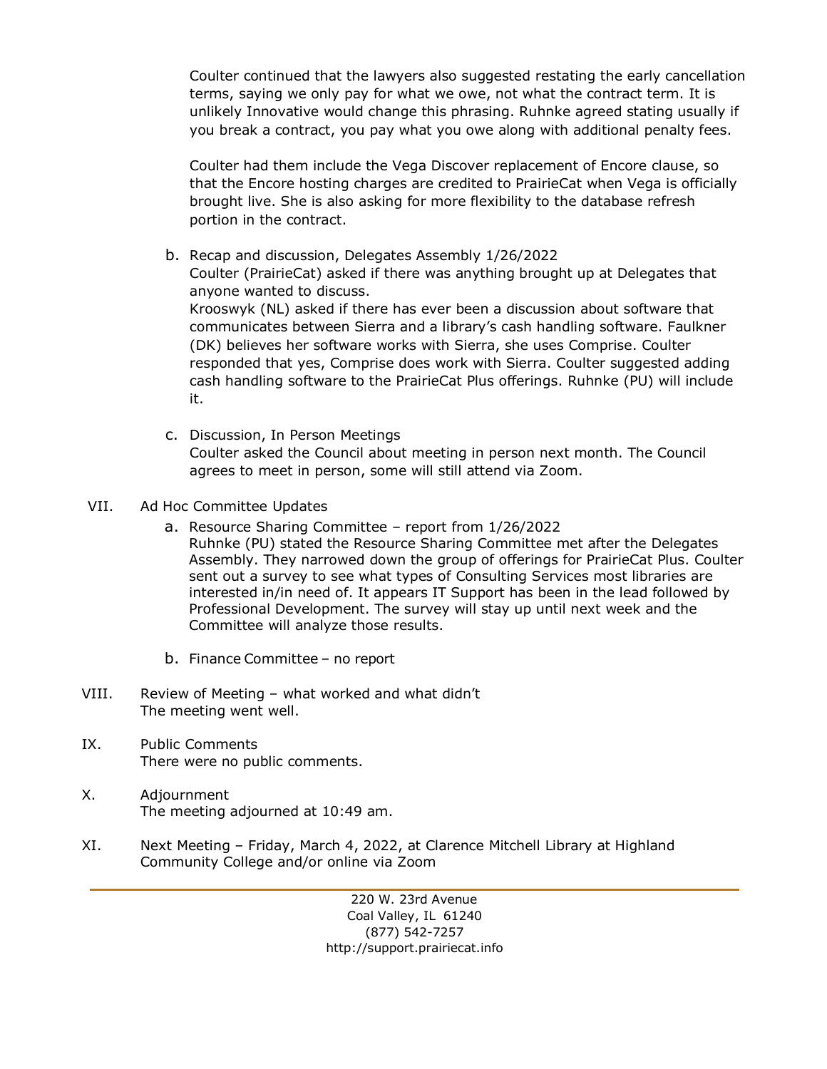Coulter continued that the lawyers also suggested restating the early cancellation terms, saying we only pay for what we owe, not what the contract term. It is unlikely Innovative would change this phrasing. Ruhnke agreed stating usually if you break a contract, you pay what you owe along with additional penalty fees.

Coulter had them include the Vega Discover replacement of Encore clause, so that the Encore hosting charges are credited to PrairieCat when Vega is officially brought live. She is also asking for more flexibility to the database refresh portion in the contract.

b. Recap and discussion, Delegates Assembly 1/26/2022
   Coulter (PrairieCat) asked if there was anything brought up at Delegates that anyone wanted to discuss.
   Krooswyk (NL) asked if there has ever been a discussion about software that communicates between Sierra and a library's cash handling software. Faulkner (DK) believes her software works with Sierra, she uses Comprise. Coulter responded that yes, Comprise does work with Sierra. Coulter suggested adding cash handling software to the PrairieCat Plus offerings. Ruhnke (PU) will include it.

c. Discussion, In Person Meetings
   Coulter asked the Council about meeting in person next month. The Council agrees to meet in person, some will still attend via Zoom.

VII. Ad Hoc Committee Updates

a. Resource Sharing Committee – report from 1/26/2022
   Ruhnke (PU) stated the Resource Sharing Committee met after the Delegates Assembly. They narrowed down the group of offerings for PrairieCat Plus. Coulter sent out a survey to see what types of Consulting Services most libraries are interested in/in need of. It appears IT Support has been in the lead followed by Professional Development. The survey will stay up until next week and the Committee will analyze those results.

b. Finance Committee – no report

VIII. Review of Meeting – what worked and what didn't
The meeting went well.

IX. Public Comments
There were no public comments.

X. Adjournment
The meeting adjourned at 10:49 am.

XI. Next Meeting – Friday, March 4, 2022, at Clarence Mitchell Library at Highland Community College and/or online via Zoom

220 W. 23rd Avenue
Coal Valley, IL 61240
(877) 542-7257
http://support.prairiecat.info